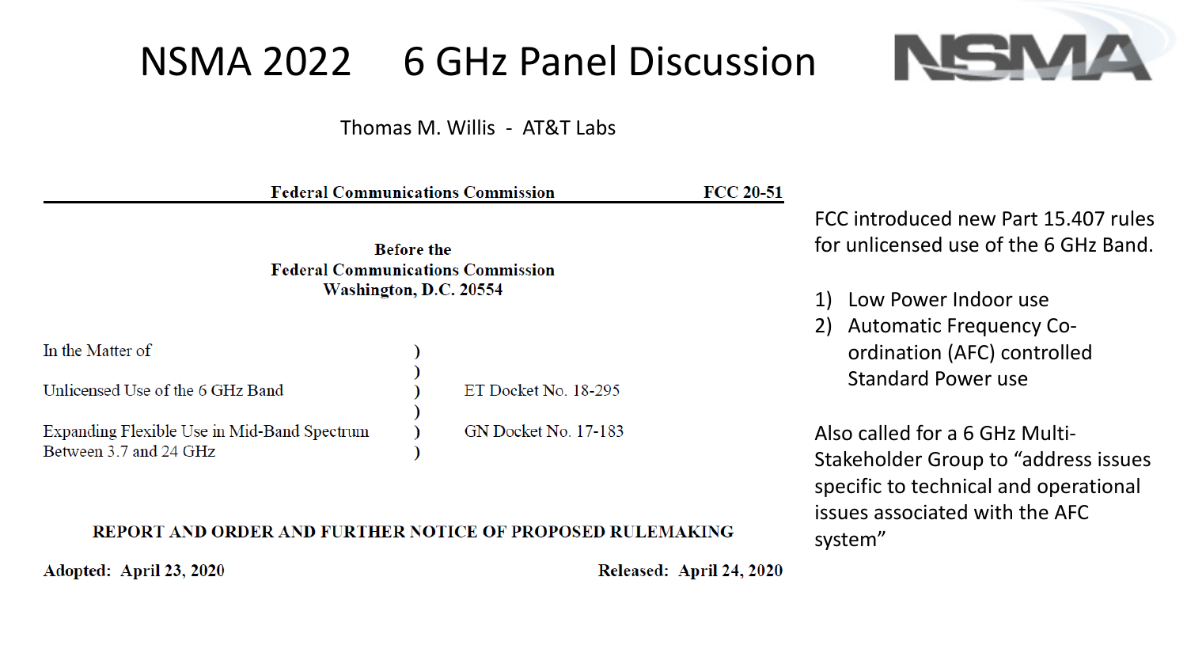# NSMA 2022 6 GHz Panel Discussion

NSMA

Thomas M. Willis - AT&T Labs

**Federal Communications Commission** **FCC 20-51**

**Before the**
**Federal Communications Commission**
**Washington, D.C. 20554**

| | | |
|---|---|---|
| In the Matter of | ) | |
| | ) | |
| Unlicensed Use of the 6 GHz Band | ) | ET Docket No. 18-295 |
| | ) | |
| Expanding Flexible Use in Mid-Band Spectrum Between 3.7 and 24 GHz | ) | GN Docket No. 17-183 |
| | ) | |

**REPORT AND ORDER AND FURTHER NOTICE OF PROPOSED RULEMAKING**

**Adopted: April 23, 2020** **Released: April 24, 2020**

FCC introduced new Part 15.407 rules for unlicensed use of the 6 GHz Band.

1) Low Power Indoor use
2) Automatic Frequency Co-ordination (AFC) controlled Standard Power use

Also called for a 6 GHz Multi-Stakeholder Group to "address issues specific to technical and operational issues associated with the AFC system"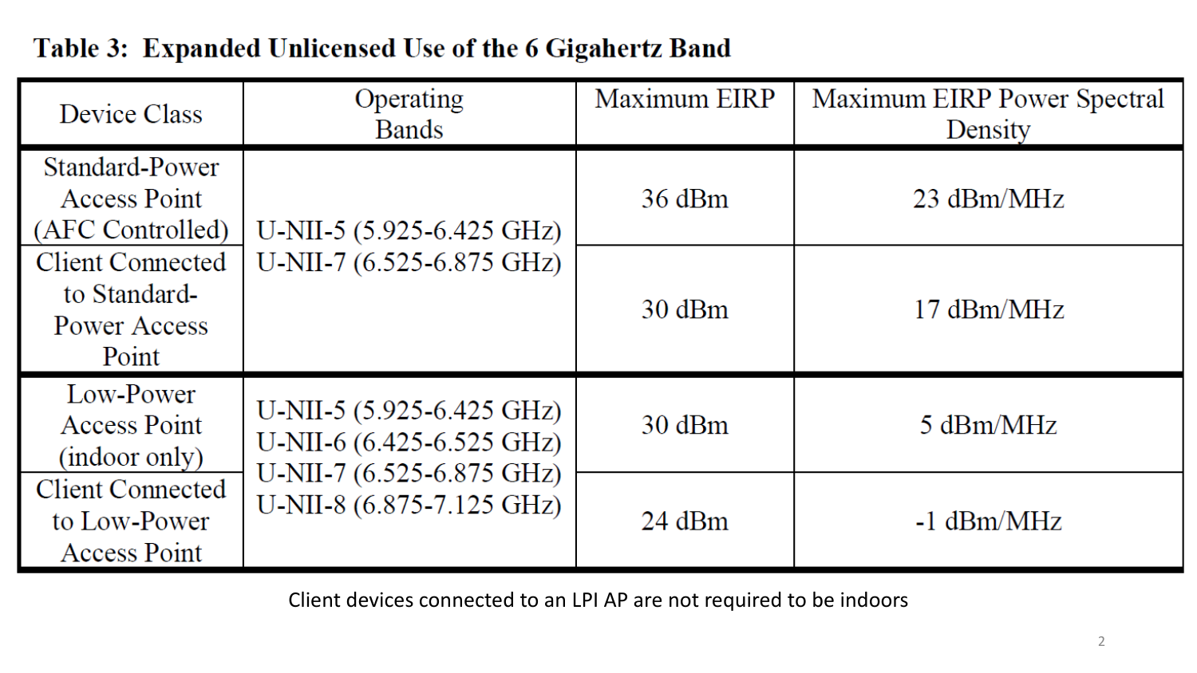**Table 3: Expanded Unlicensed Use of the 6 Gigahertz Band**

| Device Class | Operating Bands | Maximum EIRP | Maximum EIRP Power Spectral Density |
|---|---|---|---|
| Standard-Power Access Point (AFC Controlled) | U-NII-5 (5.925-6.425 GHz)<br>U-NII-7 (6.525-6.875 GHz) | 36 dBm | 23 dBm/MHz |
| Client Connected to Standard-Power Access Point | | 30 dBm | 17 dBm/MHz |
| Low-Power Access Point (indoor only) | U-NII-5 (5.925-6.425 GHz)<br>U-NII-6 (6.425-6.525 GHz)<br>U-NII-7 (6.525-6.875 GHz)<br>U-NII-8 (6.875-7.125 GHz) | 30 dBm | 5 dBm/MHz |
| Client Connected to Low-Power Access Point | | 24 dBm | -1 dBm/MHz |

Client devices connected to an LPI AP are not required to be indoors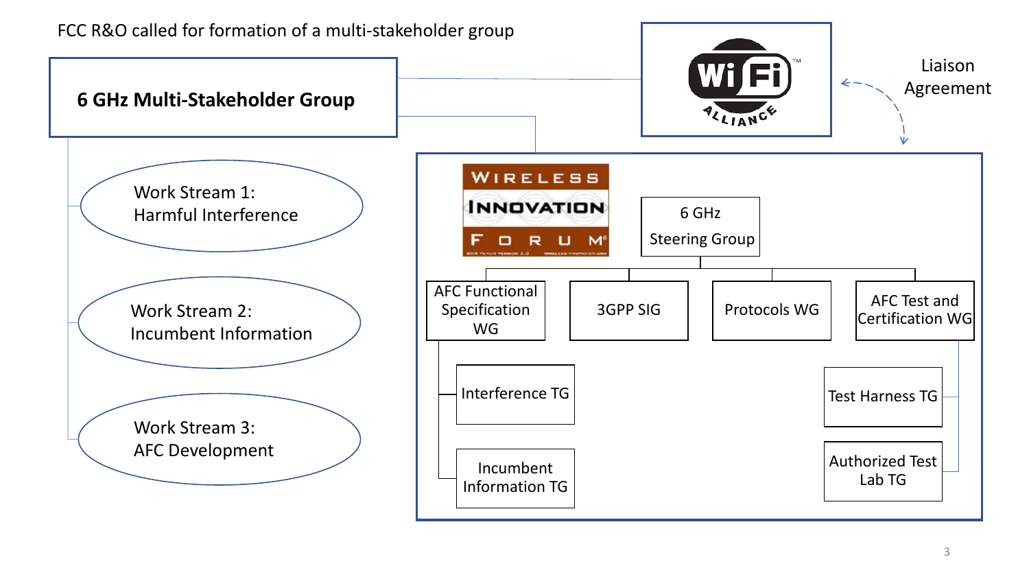FCC R&O called for formation of a multi-stakeholder group

## 6 GHz Multi-Stakeholder Group

- Work Stream 1: Harmful Interference
- Work Stream 2: Incumbent Information
- Work Stream 3: AFC Development

Wi-Fi Alliance

Liaison Agreement

Wireless Innovation Forum

- 6 GHz Steering Group
  - AFC Functional Specification WG
    - Interference TG
    - Incumbent Information TG
  - 3GPP SIG
  - Protocols WG
  - AFC Test and Certification WG
    - Test Harness TG
    - Authorized Test Lab TG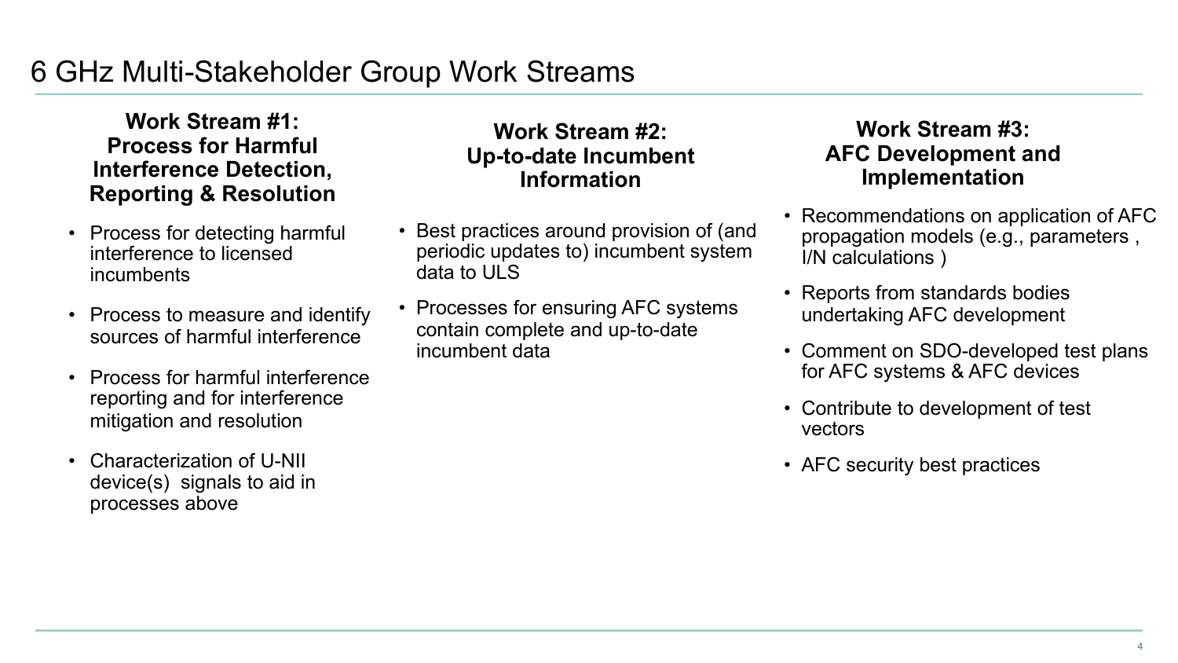# 6 GHz Multi-Stakeholder Group Work Streams

## Work Stream #1: Process for Harmful Interference Detection, Reporting & Resolution

- Process for detecting harmful interference to licensed incumbents
- Process to measure and identify sources of harmful interference
- Process for harmful interference reporting and for interference mitigation and resolution
- Characterization of U-NII device(s) signals to aid in processes above

## Work Stream #2: Up-to-date Incumbent Information

- Best practices around provision of (and periodic updates to) incumbent system data to ULS
- Processes for ensuring AFC systems contain complete and up-to-date incumbent data

## Work Stream #3: AFC Development and Implementation

- Recommendations on application of AFC propagation models (e.g., parameters , I/N calculations )
- Reports from standards bodies undertaking AFC development
- Comment on SDO-developed test plans for AFC systems & AFC devices
- Contribute to development of test vectors
- AFC security best practices